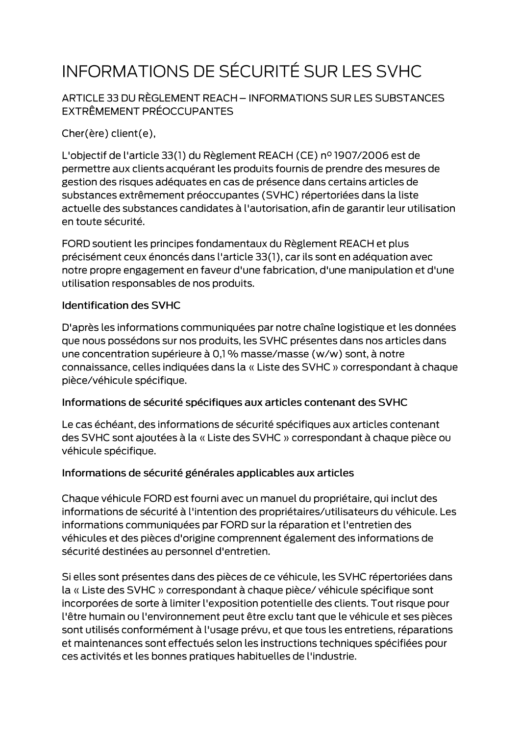# INFORMATIONS DE SÉCURITÉ SUR LES SVHC

## ARTICLE 33 DU RÈGLEMENT REACH – INFORMATIONS SUR LES SUBSTANCES EXTRÊMEMENT PRÉOCCUPANTES

Cher(ère) client(e),

L'objectif de l'article 33(1) du Règlement REACH (CE) nº 1907/2006 est de permettre aux clients acquérant les produits fournis de prendre des mesures de gestion des risques adéquates en cas de présence dans certains articles de substances extrêmement préoccupantes (SVHC) répertoriées dans la liste actuelle des substances candidates à l'autorisation, afin de garantir leur utilisation en toute sécurité.

FORD soutient les principes fondamentaux du Règlement REACH et plus précisément ceux énoncés dans l'article 33(1), car ils sont en adéquation avec notre propre engagement en faveur d'une fabrication, d'une manipulation et d'une utilisation responsables de nos produits.

### Identification des SVHC

D'après les informations communiquées par notre chaîne logistique et les données que nous possédons sur nos produits, les SVHC présentes dans nos articles dans une concentration supérieure à 0,1 % masse/masse (w/w) sont, à notre connaissance, celles indiquées dans la « Liste des SVHC » correspondant à chaque pièce/véhicule spécifique.

### Informations de sécurité spécifiques aux articles contenant des SVHC

Le cas échéant, des informations de sécurité spécifiques aux articles contenant des SVHC sont ajoutées à la « Liste des SVHC » correspondant à chaque pièce ou véhicule spécifique.

### Informations de sécurité générales applicables aux articles

Chaque véhicule FORD est fourni avec un manuel du propriétaire, qui inclut des informations de sécurité à l'intention des propriétaires/utilisateurs du véhicule. Les informations communiquées par FORD sur la réparation et l'entretien des véhicules et des pièces d'origine comprennent également des informations de sécurité destinées au personnel d'entretien.

Si elles sont présentes dans des pièces de ce véhicule, les SVHC répertoriées dans la « Liste des SVHC » correspondant à chaque pièce/ véhicule spécifique sont incorporées de sorte à limiter l'exposition potentielle des clients. Tout risque pour l'être humain ou l'environnement peut être exclu tant que le véhicule et ses pièces sont utilisés conformément à l'usage prévu, et que tous les entretiens, réparations et maintenances sont effectués selon les instructions techniques spécifiées pour ces activités et les bonnes pratiques habituelles de l'industrie.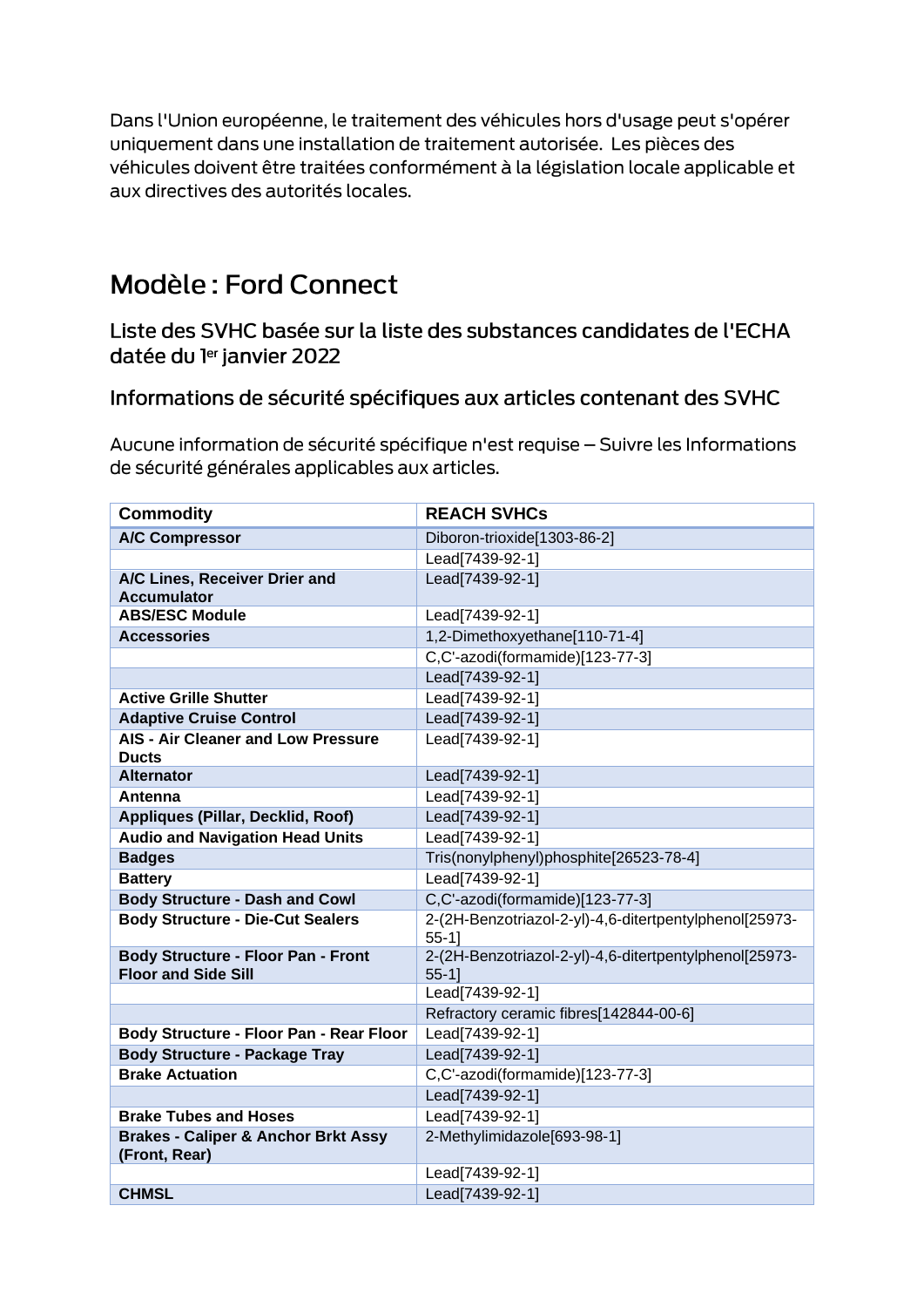Dans l'Union européenne, le traitement des véhicules hors d'usage peut s'opérer uniquement dans une installation de traitement autorisée. Les pièces des véhicules doivent être traitées conformément à la législation locale applicable et aux directives des autorités locales.

# Modèle : Ford Connect

## Liste des SVHC basée sur la liste des substances candidates de l'ECHA datée du 1er janvier 2022

## Informations de sécurité spécifiques aux articles contenant des SVHC

Aucune information de sécurité spécifique n'est requise – Suivre les Informations de sécurité générales applicables aux articles.

| Commodity | REACH SVHCs |
|---|---|
| **A/C Compressor** | Diboron-trioxide[1303-86-2] |
| | Lead[7439-92-1] |
| **A/C Lines, Receiver Drier and Accumulator** | Lead[7439-92-1] |
| **ABS/ESC Module** | Lead[7439-92-1] |
| **Accessories** | 1,2-Dimethoxyethane[110-71-4] |
| | C,C'-azodi(formamide)[123-77-3] |
| | Lead[7439-92-1] |
| **Active Grille Shutter** | Lead[7439-92-1] |
| **Adaptive Cruise Control** | Lead[7439-92-1] |
| **AIS - Air Cleaner and Low Pressure Ducts** | Lead[7439-92-1] |
| **Alternator** | Lead[7439-92-1] |
| **Antenna** | Lead[7439-92-1] |
| **Appliques (Pillar, Decklid, Roof)** | Lead[7439-92-1] |
| **Audio and Navigation Head Units** | Lead[7439-92-1] |
| **Badges** | Tris(nonylphenyl)phosphite[26523-78-4] |
| **Battery** | Lead[7439-92-1] |
| **Body Structure - Dash and Cowl** | C,C'-azodi(formamide)[123-77-3] |
| **Body Structure - Die-Cut Sealers** | 2-(2H-Benzotriazol-2-yl)-4,6-ditertpentylphenol[25973-55-1] |
| **Body Structure - Floor Pan - Front Floor and Side Sill** | 2-(2H-Benzotriazol-2-yl)-4,6-ditertpentylphenol[25973-55-1] |
| | Lead[7439-92-1] |
| | Refractory ceramic fibres[142844-00-6] |
| **Body Structure - Floor Pan - Rear Floor** | Lead[7439-92-1] |
| **Body Structure - Package Tray** | Lead[7439-92-1] |
| **Brake Actuation** | C,C'-azodi(formamide)[123-77-3] |
| | Lead[7439-92-1] |
| **Brake Tubes and Hoses** | Lead[7439-92-1] |
| **Brakes - Caliper & Anchor Brkt Assy (Front, Rear)** | 2-Methylimidazole[693-98-1] |
| | Lead[7439-92-1] |
| **CHMSL** | Lead[7439-92-1] |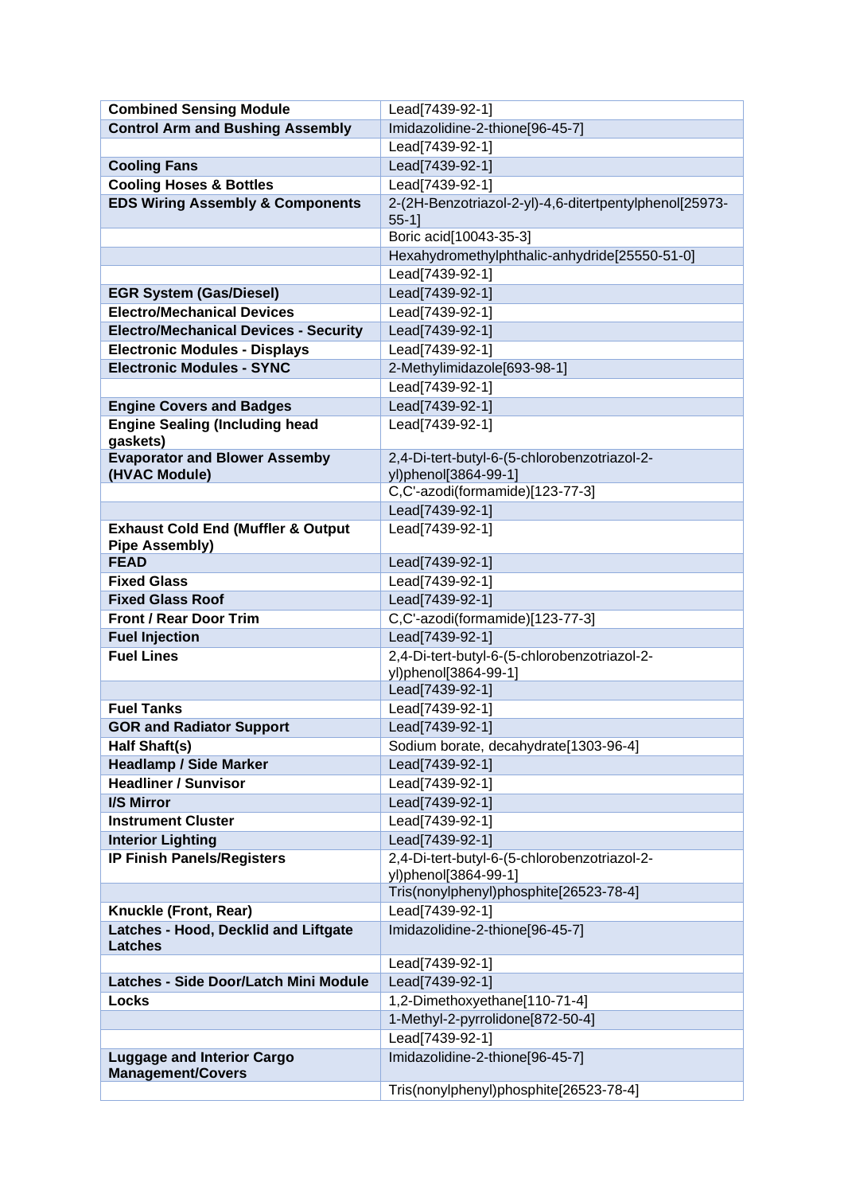| **Combined Sensing Module** | Lead[7439-92-1] |
|---|---|
| **Control Arm and Bushing Assembly** | Imidazolidine-2-thione[96-45-7] |
| | Lead[7439-92-1] |
| **Cooling Fans** | Lead[7439-92-1] |
| **Cooling Hoses & Bottles** | Lead[7439-92-1] |
| **EDS Wiring Assembly & Components** | 2-(2H-Benzotriazol-2-yl)-4,6-ditertpentylphenol[25973-55-1] |
| | Boric acid[10043-35-3] |
| | Hexahydromethylphthalic-anhydride[25550-51-0] |
| | Lead[7439-92-1] |
| **EGR System (Gas/Diesel)** | Lead[7439-92-1] |
| **Electro/Mechanical Devices** | Lead[7439-92-1] |
| **Electro/Mechanical Devices - Security** | Lead[7439-92-1] |
| **Electronic Modules - Displays** | Lead[7439-92-1] |
| **Electronic Modules - SYNC** | 2-Methylimidazole[693-98-1] |
| | Lead[7439-92-1] |
| **Engine Covers and Badges** | Lead[7439-92-1] |
| **Engine Sealing (Including head gaskets)** | Lead[7439-92-1] |
| **Evaporator and Blower Assemby (HVAC Module)** | 2,4-Di-tert-butyl-6-(5-chlorobenzotriazol-2-yl)phenol[3864-99-1] |
| | C,C'-azodi(formamide)[123-77-3] |
| | Lead[7439-92-1] |
| **Exhaust Cold End (Muffler & Output Pipe Assembly)** | Lead[7439-92-1] |
| **FEAD** | Lead[7439-92-1] |
| **Fixed Glass** | Lead[7439-92-1] |
| **Fixed Glass Roof** | Lead[7439-92-1] |
| **Front / Rear Door Trim** | C,C'-azodi(formamide)[123-77-3] |
| **Fuel Injection** | Lead[7439-92-1] |
| **Fuel Lines** | 2,4-Di-tert-butyl-6-(5-chlorobenzotriazol-2-yl)phenol[3864-99-1] |
| | Lead[7439-92-1] |
| **Fuel Tanks** | Lead[7439-92-1] |
| **GOR and Radiator Support** | Lead[7439-92-1] |
| **Half Shaft(s)** | Sodium borate, decahydrate[1303-96-4] |
| **Headlamp / Side Marker** | Lead[7439-92-1] |
| **Headliner / Sunvisor** | Lead[7439-92-1] |
| **I/S Mirror** | Lead[7439-92-1] |
| **Instrument Cluster** | Lead[7439-92-1] |
| **Interior Lighting** | Lead[7439-92-1] |
| **IP Finish Panels/Registers** | 2,4-Di-tert-butyl-6-(5-chlorobenzotriazol-2-yl)phenol[3864-99-1] |
| | Tris(nonylphenyl)phosphite[26523-78-4] |
| **Knuckle (Front, Rear)** | Lead[7439-92-1] |
| **Latches - Hood, Decklid and Liftgate Latches** | Imidazolidine-2-thione[96-45-7] |
| | Lead[7439-92-1] |
| **Latches - Side Door/Latch Mini Module** | Lead[7439-92-1] |
| **Locks** | 1,2-Dimethoxyethane[110-71-4] |
| | 1-Methyl-2-pyrrolidone[872-50-4] |
| | Lead[7439-92-1] |
| **Luggage and Interior Cargo Management/Covers** | Imidazolidine-2-thione[96-45-7] |
| | Tris(nonylphenyl)phosphite[26523-78-4] |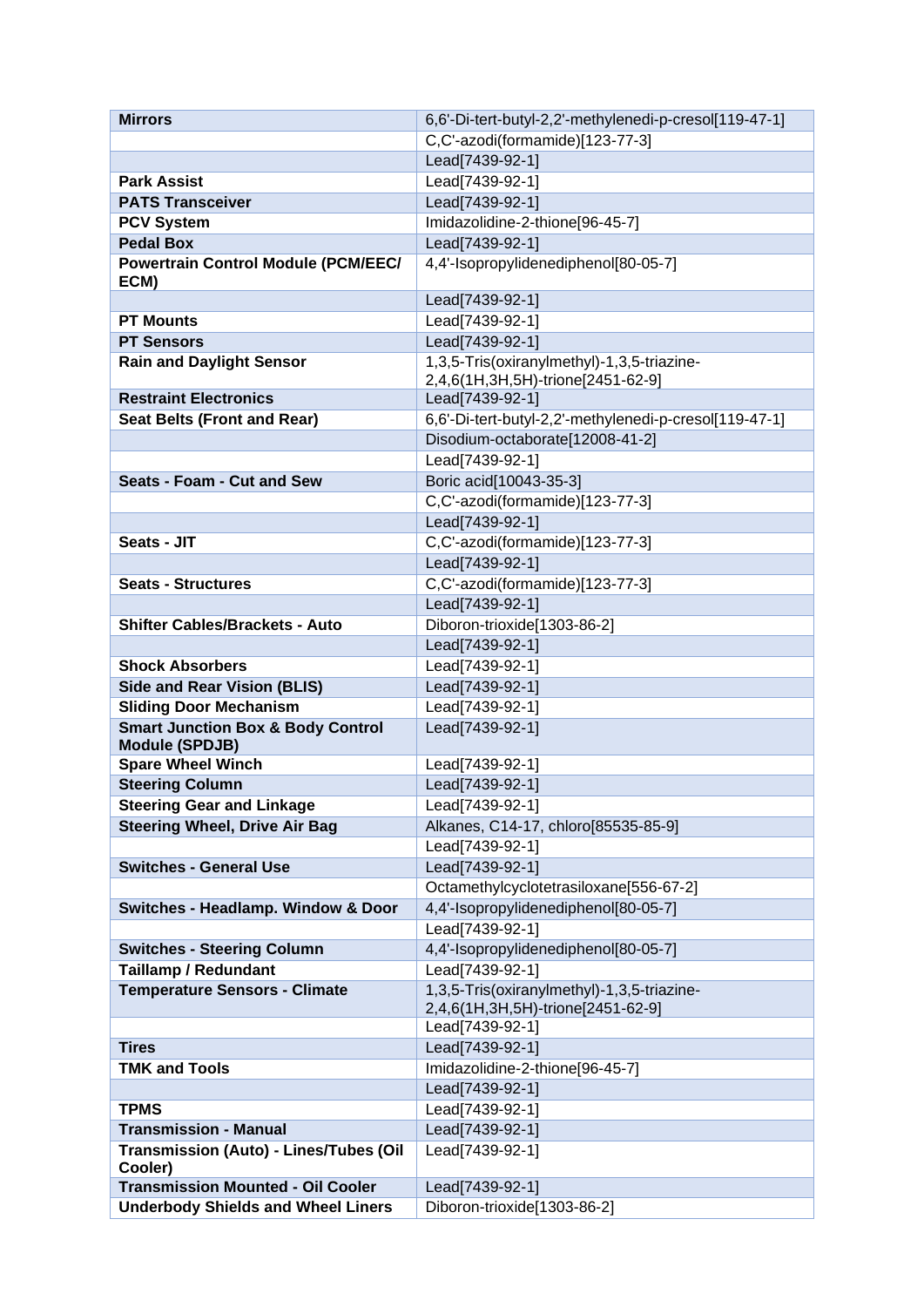| | |
|---|---|
| **Mirrors** | 6,6'-Di-tert-butyl-2,2'-methylenedi-p-cresol[119-47-1] |
| | C,C'-azodi(formamide)[123-77-3] |
| | Lead[7439-92-1] |
| **Park Assist** | Lead[7439-92-1] |
| **PATS Transceiver** | Lead[7439-92-1] |
| **PCV System** | Imidazolidine-2-thione[96-45-7] |
| **Pedal Box** | Lead[7439-92-1] |
| **Powertrain Control Module (PCM/EEC/ ECM)** | 4,4'-Isopropylidenediphenol[80-05-7] |
| | Lead[7439-92-1] |
| **PT Mounts** | Lead[7439-92-1] |
| **PT Sensors** | Lead[7439-92-1] |
| **Rain and Daylight Sensor** | 1,3,5-Tris(oxiranylmethyl)-1,3,5-triazine-2,4,6(1H,3H,5H)-trione[2451-62-9] |
| **Restraint Electronics** | Lead[7439-92-1] |
| **Seat Belts (Front and Rear)** | 6,6'-Di-tert-butyl-2,2'-methylenedi-p-cresol[119-47-1] |
| | Disodium-octaborate[12008-41-2] |
| | Lead[7439-92-1] |
| **Seats - Foam - Cut and Sew** | Boric acid[10043-35-3] |
| | C,C'-azodi(formamide)[123-77-3] |
| | Lead[7439-92-1] |
| **Seats - JIT** | C,C'-azodi(formamide)[123-77-3] |
| | Lead[7439-92-1] |
| **Seats - Structures** | C,C'-azodi(formamide)[123-77-3] |
| | Lead[7439-92-1] |
| **Shifter Cables/Brackets - Auto** | Diboron-trioxide[1303-86-2] |
| | Lead[7439-92-1] |
| **Shock Absorbers** | Lead[7439-92-1] |
| **Side and Rear Vision (BLIS)** | Lead[7439-92-1] |
| **Sliding Door Mechanism** | Lead[7439-92-1] |
| **Smart Junction Box & Body Control Module (SPDJB)** | Lead[7439-92-1] |
| **Spare Wheel Winch** | Lead[7439-92-1] |
| **Steering Column** | Lead[7439-92-1] |
| **Steering Gear and Linkage** | Lead[7439-92-1] |
| **Steering Wheel, Drive Air Bag** | Alkanes, C14-17, chloro[85535-85-9] |
| | Lead[7439-92-1] |
| **Switches - General Use** | Lead[7439-92-1] |
| | Octamethylcyclotetrasiloxane[556-67-2] |
| **Switches - Headlamp. Window & Door** | 4,4'-Isopropylidenediphenol[80-05-7] |
| | Lead[7439-92-1] |
| **Switches - Steering Column** | 4,4'-Isopropylidenediphenol[80-05-7] |
| **Taillamp / Redundant** | Lead[7439-92-1] |
| **Temperature Sensors - Climate** | 1,3,5-Tris(oxiranylmethyl)-1,3,5-triazine-2,4,6(1H,3H,5H)-trione[2451-62-9] |
| | Lead[7439-92-1] |
| **Tires** | Lead[7439-92-1] |
| **TMK and Tools** | Imidazolidine-2-thione[96-45-7] |
| | Lead[7439-92-1] |
| **TPMS** | Lead[7439-92-1] |
| **Transmission - Manual** | Lead[7439-92-1] |
| **Transmission (Auto) - Lines/Tubes (Oil Cooler)** | Lead[7439-92-1] |
| **Transmission Mounted - Oil Cooler** | Lead[7439-92-1] |
| **Underbody Shields and Wheel Liners** | Diboron-trioxide[1303-86-2] |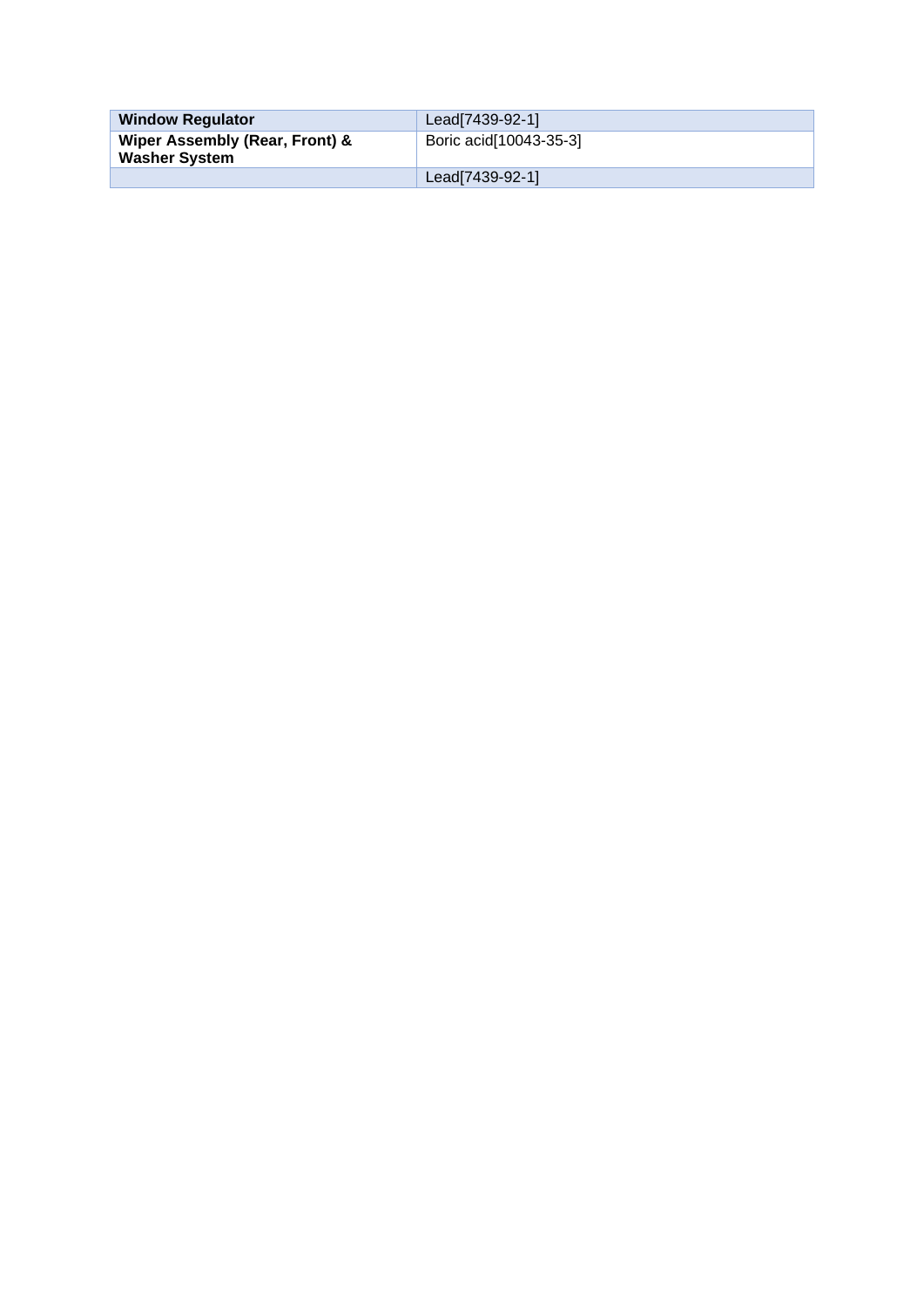| | |
|---|---|
| **Window Regulator** | Lead[7439-92-1] |
| **Wiper Assembly (Rear, Front) & Washer System** | Boric acid[10043-35-3] |
| | Lead[7439-92-1] |